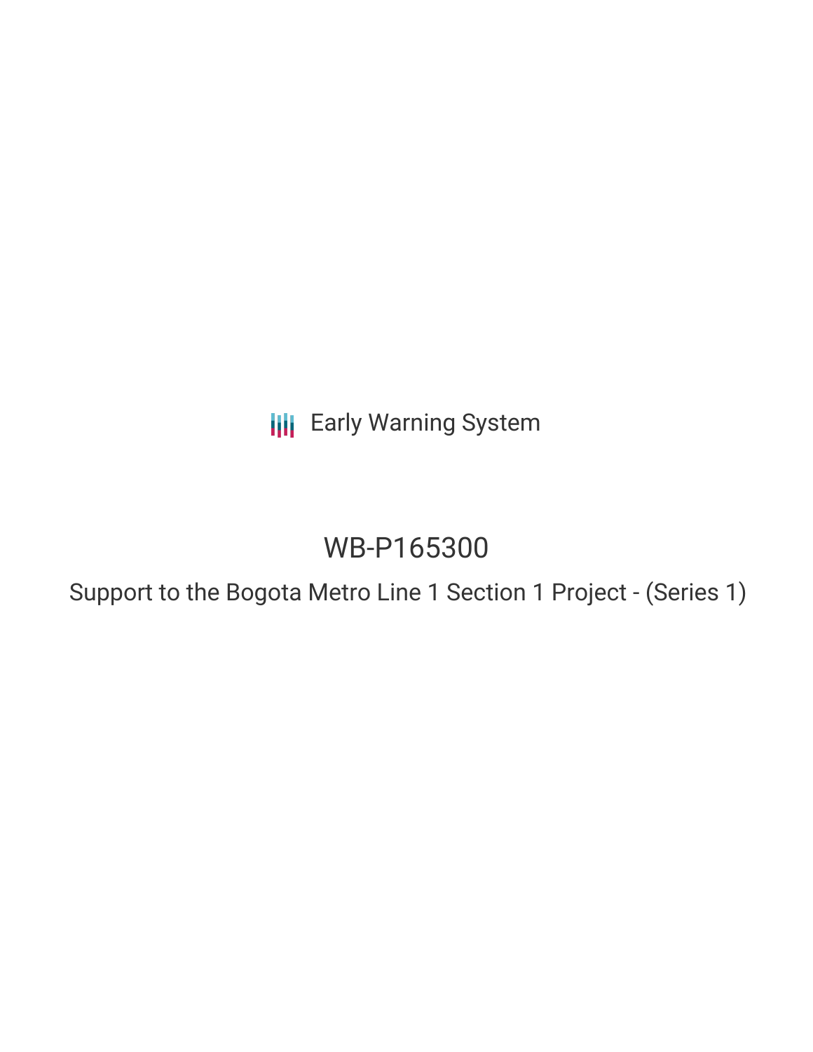Early Warning System

# WB-P165300

Support to the Bogota Metro Line 1 Section 1 Project - (Series 1)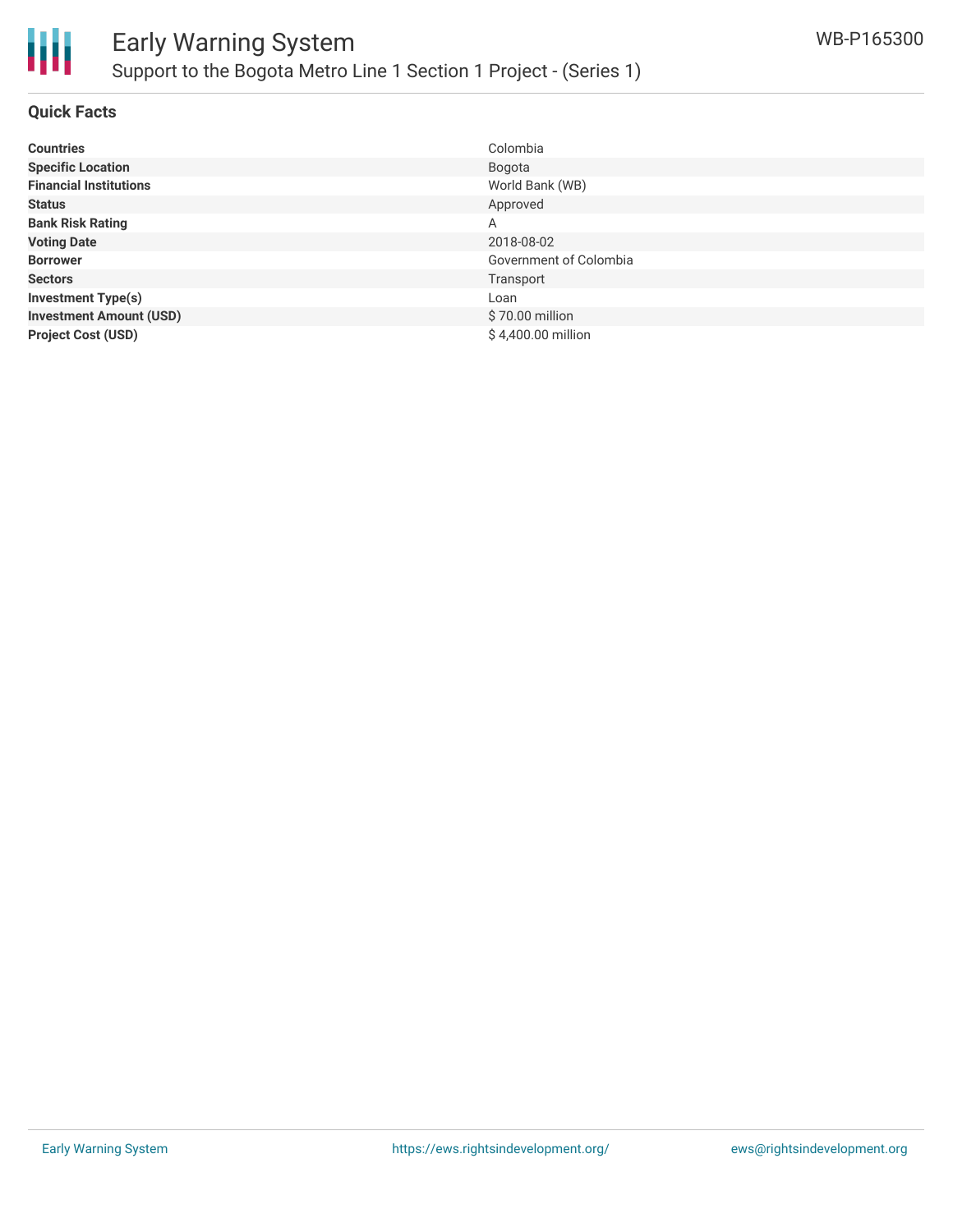## Quick Facts

| | |
|---|---|
| **Countries** | Colombia |
| **Specific Location** | Bogota |
| **Financial Institutions** | World Bank (WB) |
| **Status** | Approved |
| **Bank Risk Rating** | A |
| **Voting Date** | 2018-08-02 |
| **Borrower** | Government of Colombia |
| **Sectors** | Transport |
| **Investment Type(s)** | Loan |
| **Investment Amount (USD)** | $ 70.00 million |
| **Project Cost (USD)** | $ 4,400.00 million |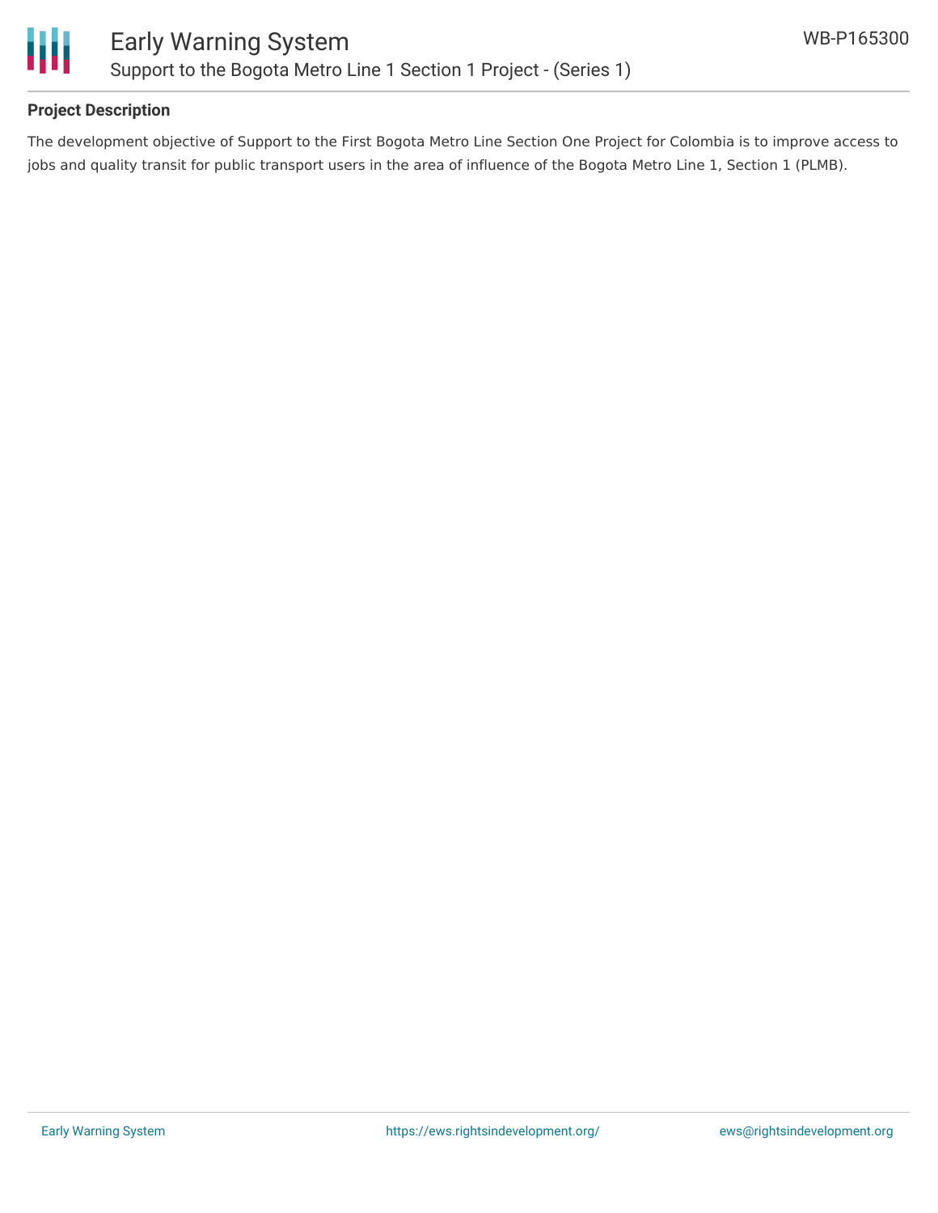## Project Description

The development objective of Support to the First Bogota Metro Line Section One Project for Colombia is to improve access to jobs and quality transit for public transport users in the area of influence of the Bogota Metro Line 1, Section 1 (PLMB).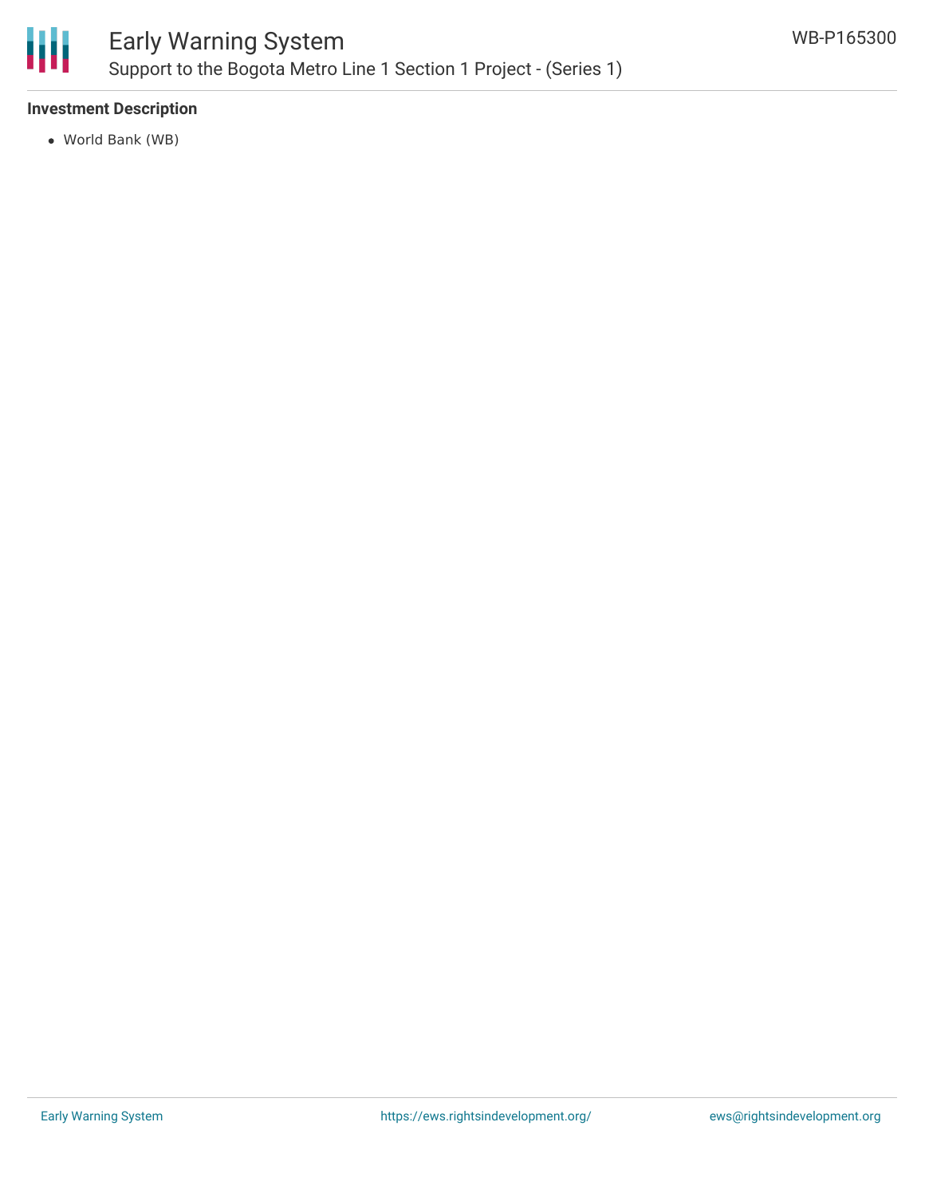**Investment Description**

- World Bank (WB)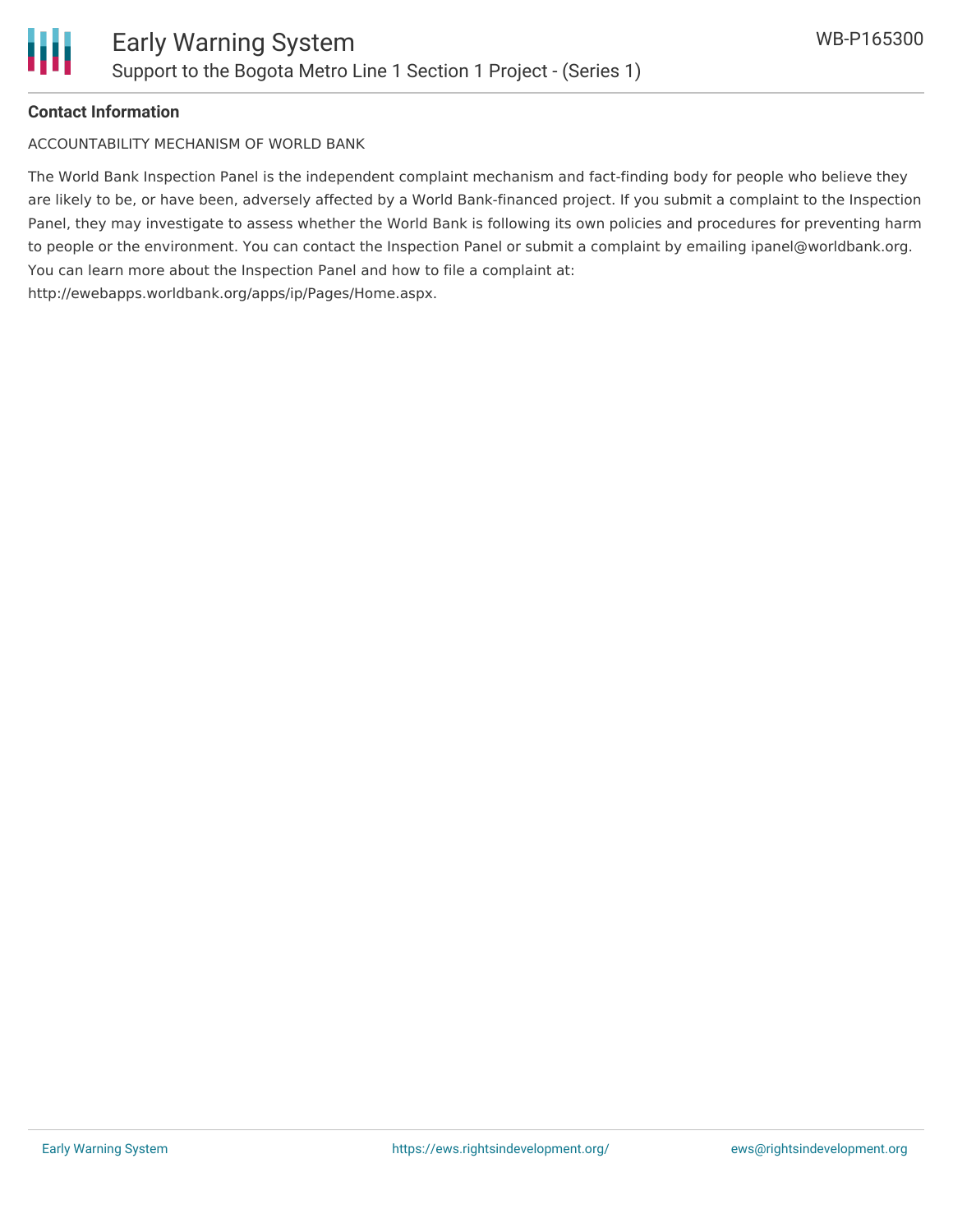**Contact Information**

ACCOUNTABILITY MECHANISM OF WORLD BANK

The World Bank Inspection Panel is the independent complaint mechanism and fact-finding body for people who believe they are likely to be, or have been, adversely affected by a World Bank-financed project. If you submit a complaint to the Inspection Panel, they may investigate to assess whether the World Bank is following its own policies and procedures for preventing harm to people or the environment. You can contact the Inspection Panel or submit a complaint by emailing ipanel@worldbank.org. You can learn more about the Inspection Panel and how to file a complaint at: http://ewebapps.worldbank.org/apps/ip/Pages/Home.aspx.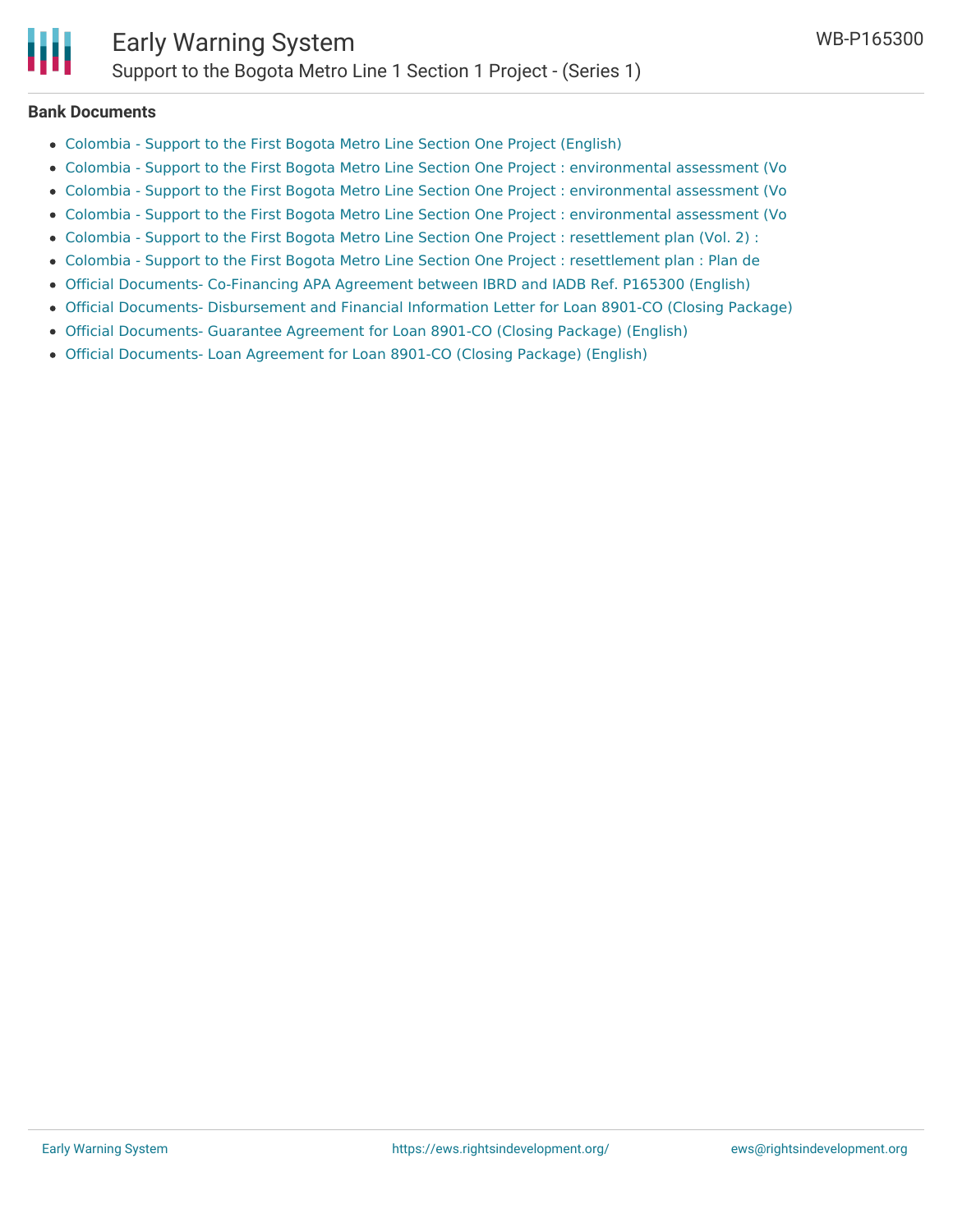**Bank Documents**

- Colombia - Support to the First Bogota Metro Line Section One Project (English)
- Colombia - Support to the First Bogota Metro Line Section One Project : environmental assessment (Vo
- Colombia - Support to the First Bogota Metro Line Section One Project : environmental assessment (Vo
- Colombia - Support to the First Bogota Metro Line Section One Project : environmental assessment (Vo
- Colombia - Support to the First Bogota Metro Line Section One Project : resettlement plan (Vol. 2) :
- Colombia - Support to the First Bogota Metro Line Section One Project : resettlement plan : Plan de
- Official Documents- Co-Financing APA Agreement between IBRD and IADB Ref. P165300 (English)
- Official Documents- Disbursement and Financial Information Letter for Loan 8901-CO (Closing Package)
- Official Documents- Guarantee Agreement for Loan 8901-CO (Closing Package) (English)
- Official Documents- Loan Agreement for Loan 8901-CO (Closing Package) (English)